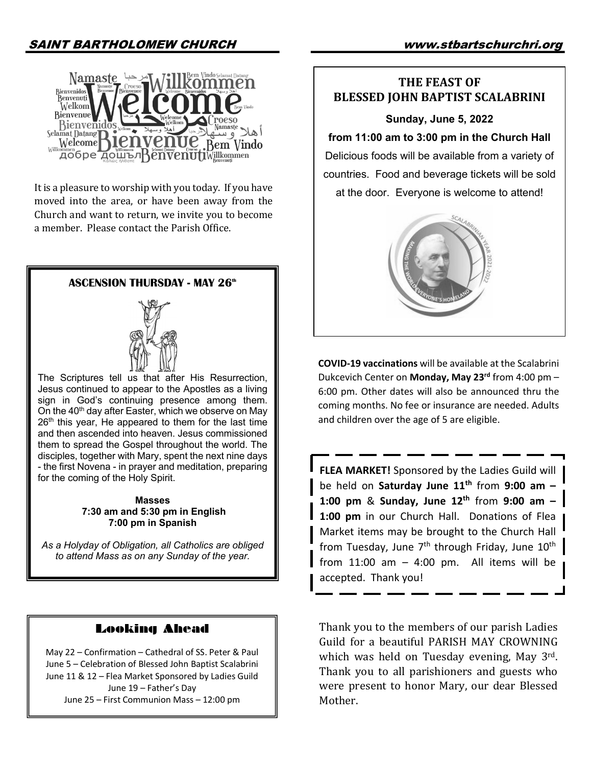It is a pleasure to worship with you today. If you have moved into the area, or have been away from the Church and want to return, we invite you to become a member. Please contact the Parish Office.

## ASCENSION THURSDAY - MAY 26th

The Scriptures tell us that after His Resurrection, Jesus continued to appear to the Apostles as a living sign in God's continuing presence among them. On the 40th day after Easter, which we observe on May 26th this year, He appeared to them for the last time and then ascended into heaven. Jesus commissioned them to spread the Gospel throughout the world. The disciples, together with Mary, spent the next nine days - the first Novena - in prayer and meditation, preparing for the coming of the Holy Spirit.

**Masses**
**7:30 am and 5:30 pm in English**
**7:00 pm in Spanish**

*As a Holyday of Obligation, all Catholics are obliged to attend Mass as on any Sunday of the year.*

## Looking Ahead

May 22 – Confirmation – Cathedral of SS. Peter & Paul
June 5 – Celebration of Blessed John Baptist Scalabrini
June 11 & 12 – Flea Market Sponsored by Ladies Guild
June 19 – Father's Day
June 25 – First Communion Mass – 12:00 pm

## THE FEAST OF BLESSED JOHN BAPTIST SCALABRINI

**Sunday, June 5, 2022**

**from 11:00 am to 3:00 pm in the Church Hall**

Delicious foods will be available from a variety of countries. Food and beverage tickets will be sold at the door. Everyone is welcome to attend!

**COVID-19 vaccinations** will be available at the Scalabrini Dukcevich Center on **Monday, May 23rd** from 4:00 pm – 6:00 pm. Other dates will also be announced thru the coming months. No fee or insurance are needed. Adults and children over the age of 5 are eligible.

**FLEA MARKET!** Sponsored by the Ladies Guild will be held on **Saturday June 11th** from **9:00 am – 1:00 pm** & **Sunday, June 12th** from **9:00 am – 1:00 pm** in our Church Hall. Donations of Flea Market items may be brought to the Church Hall from Tuesday, June 7th through Friday, June 10th from 11:00 am – 4:00 pm. All items will be accepted. Thank you!

Thank you to the members of our parish Ladies Guild for a beautiful PARISH MAY CROWNING which was held on Tuesday evening, May 3rd. Thank you to all parishioners and guests who were present to honor Mary, our dear Blessed Mother.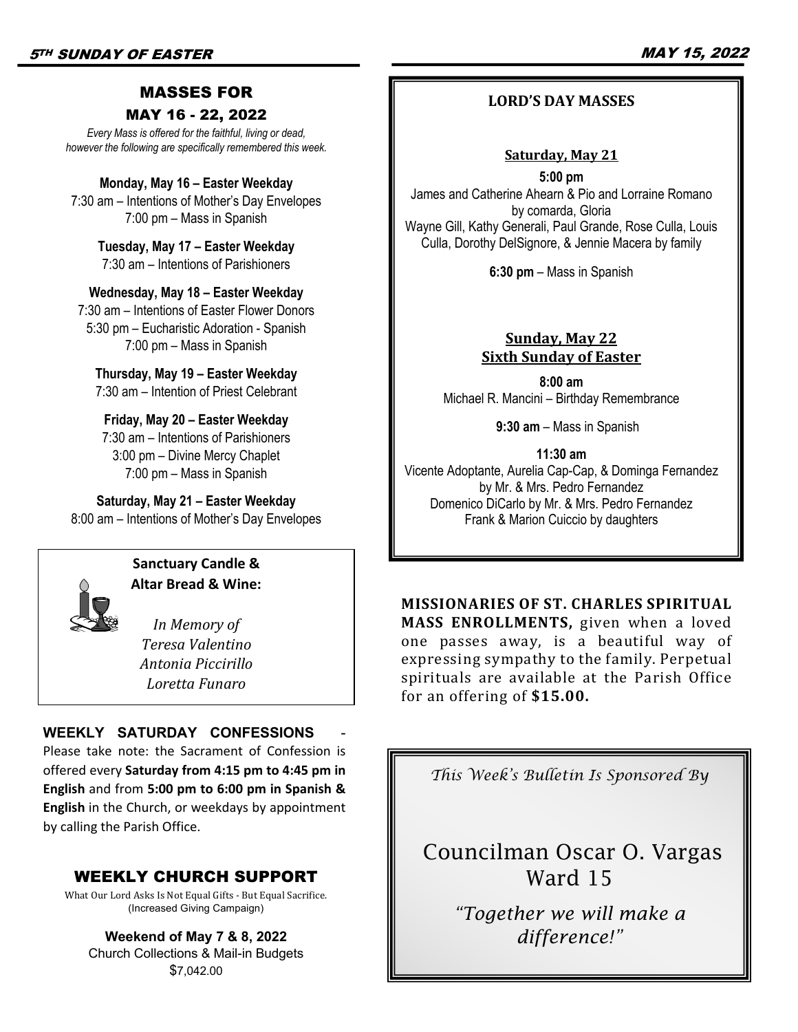## MASSES FOR
## MAY 16 - 22, 2022

*Every Mass is offered for the faithful, living or dead, however the following are specifically remembered this week.*

**Monday, May 16 – Easter Weekday**
7:30 am – Intentions of Mother's Day Envelopes
7:00 pm – Mass in Spanish

**Tuesday, May 17 – Easter Weekday**
7:30 am – Intentions of Parishioners

**Wednesday, May 18 – Easter Weekday**
7:30 am – Intentions of Easter Flower Donors
5:30 pm – Eucharistic Adoration - Spanish
7:00 pm – Mass in Spanish

**Thursday, May 19 – Easter Weekday**
7:30 am – Intention of Priest Celebrant

**Friday, May 20 – Easter Weekday**
7:30 am – Intentions of Parishioners
3:00 pm – Divine Mercy Chaplet
7:00 pm – Mass in Spanish

**Saturday, May 21 – Easter Weekday**
8:00 am – Intentions of Mother's Day Envelopes

**Sanctuary Candle & Altar Bread & Wine:**

*In Memory of*
*Teresa Valentino*
*Antonia Piccirillo*
*Loretta Funaro*

**WEEKLY SATURDAY CONFESSIONS** - Please take note: the Sacrament of Confession is offered every **Saturday from 4:15 pm to 4:45 pm in English** and from **5:00 pm to 6:00 pm in Spanish & English** in the Church, or weekdays by appointment by calling the Parish Office.

## WEEKLY CHURCH SUPPORT

What Our Lord Asks Is Not Equal Gifts - But Equal Sacrifice.
(Increased Giving Campaign)

**Weekend of May 7 & 8, 2022**
Church Collections & Mail-in Budgets
$7,042.00

### LORD'S DAY MASSES

**Saturday, May 21**

**5:00 pm**
James and Catherine Ahearn & Pio and Lorraine Romano by comarda, Gloria
Wayne Gill, Kathy Generali, Paul Grande, Rose Culla, Louis Culla, Dorothy DelSignore, & Jennie Macera by family

**6:30 pm** – Mass in Spanish

**Sunday, May 22**
**Sixth Sunday of Easter**

**8:00 am**
Michael R. Mancini – Birthday Remembrance

**9:30 am** – Mass in Spanish

**11:30 am**
Vicente Adoptante, Aurelia Cap-Cap, & Dominga Fernandez by Mr. & Mrs. Pedro Fernandez
Domenico DiCarlo by Mr. & Mrs. Pedro Fernandez
Frank & Marion Cuiccio by daughters

**MISSIONARIES OF ST. CHARLES SPIRITUAL MASS ENROLLMENTS,** given when a loved one passes away, is a beautiful way of expressing sympathy to the family. Perpetual spirituals are available at the Parish Office for an offering of **$15.00.**

*This Week's Bulletin Is Sponsored By*

Councilman Oscar O. Vargas
Ward 15

*"Together we will make a difference!"*